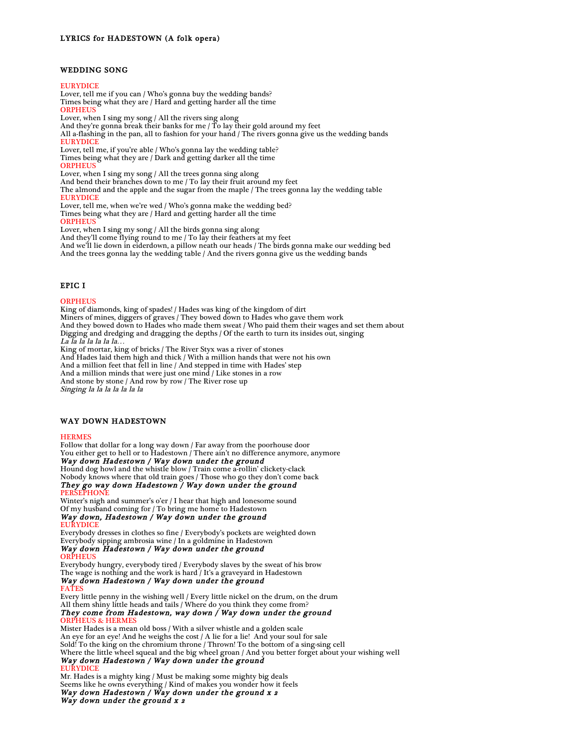# LYRICS for HADESTOWN (A folk opera)

## WEDDING SONG

EURYDICE
Lover, tell me if you can / Who's gonna buy the wedding bands?
Times being what they are / Hard and getting harder all the time
ORPHEUS
Lover, when I sing my song / All the rivers sing along
And they're gonna break their banks for me / To lay their gold around my feet
All a-flashing in the pan, all to fashion for your hand / The rivers gonna give us the wedding bands
EURYDICE
Lover, tell me, if you're able / Who's gonna lay the wedding table?
Times being what they are / Dark and getting darker all the time
ORPHEUS
Lover, when I sing my song / All the trees gonna sing along
And bend their branches down to me / To lay their fruit around my feet
The almond and the apple and the sugar from the maple / The trees gonna lay the wedding table
EURYDICE
Lover, tell me, when we're wed / Who's gonna make the wedding bed?
Times being what they are / Hard and getting harder all the time
ORPHEUS
Lover, when I sing my song / All the birds gonna sing along
And they'll come flying round to me / To lay their feathers at my feet
And we'll lie down in eiderdown, a pillow neath our heads / The birds gonna make our wedding bed
And the trees gonna lay the wedding table / And the rivers gonna give us the wedding bands

## EPIC I

ORPHEUS
King of diamonds, king of spades! / Hades was king of the kingdom of dirt
Miners of mines, diggers of graves / They bowed down to Hades who gave them work
And they bowed down to Hades who made them sweat / Who paid them their wages and set them about
Digging and dredging and dragging the depths / Of the earth to turn its insides out, singing
*La la la la la la la…*
King of mortar, king of bricks / The River Styx was a river of stones
And Hades laid them high and thick / With a million hands that were not his own
And a million feet that fell in line / And stepped in time with Hades' step
And a million minds that were just one mind / Like stones in a row
And stone by stone / And row by row / The River rose up
*Singing la la la la la la la*

## WAY DOWN HADESTOWN

HERMES
Follow that dollar for a long way down / Far away from the poorhouse door
You either get to hell or to Hadestown / There ain't no difference anymore, anymore
***Way down Hadestown / Way down under the ground***
Hound dog howl and the whistle blow / Train come a-rollin' clickety-clack
Nobody knows where that old train goes / Those who go they don't come back
***They go way down Hadestown / Way down under the ground***
PERSEPHONE
Winter's nigh and summer's o'er / I hear that high and lonesome sound
Of my husband coming for / To bring me home to Hadestown
***Way down, Hadestown / Way down under the ground***
EURYDICE
Everybody dresses in clothes so fine / Everybody's pockets are weighted down
Everybody sipping ambrosia wine / In a goldmine in Hadestown
***Way down Hadestown / Way down under the ground***
ORPHEUS
Everybody hungry, everybody tired / Everybody slaves by the sweat of his brow
The wage is nothing and the work is hard / It's a graveyard in Hadestown
***Way down Hadestown / Way down under the ground***
FATES
Every little penny in the wishing well / Every little nickel on the drum, on the drum
All them shiny little heads and tails / Where do you think they come from?
***They come from Hadestown, way down / Way down under the ground***
ORPHEUS & HERMES
Mister Hades is a mean old boss / With a silver whistle and a golden scale
An eye for an eye! And he weighs the cost / A lie for a lie! And your soul for sale
Sold! To the king on the chromium throne / Thrown! To the bottom of a sing-sing cell
Where the little wheel squeal and the big wheel groan / And you better forget about your wishing well
***Way down Hadestown / Way down under the ground***
EURYDICE
Mr. Hades is a mighty king / Must be making some mighty big deals
Seems like he owns everything / Kind of makes you wonder how it feels
***Way down Hadestown / Way down under the ground x 2***
***Way down under the ground x 2***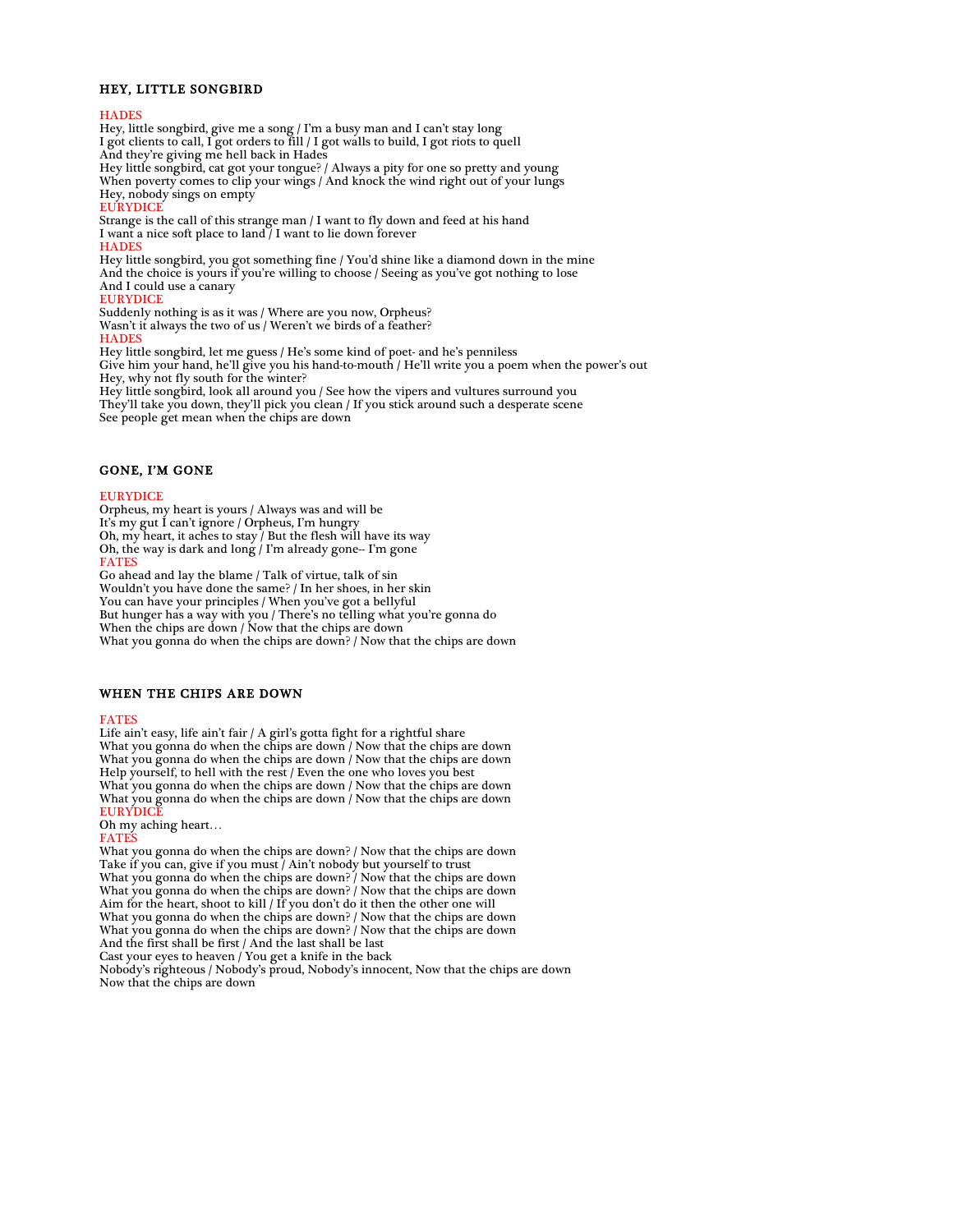### HEY, LITTLE SONGBIRD

HADES
Hey, little songbird, give me a song / I'm a busy man and I can't stay long
I got clients to call, I got orders to fill / I got walls to build, I got riots to quell
And they're giving me hell back in Hades
Hey little songbird, cat got your tongue? / Always a pity for one so pretty and young
When poverty comes to clip your wings / And knock the wind right out of your lungs
Hey, nobody sings on empty
EURYDICE
Strange is the call of this strange man / I want to fly down and feed at his hand
I want a nice soft place to land / I want to lie down forever
HADES
Hey little songbird, you got something fine / You'd shine like a diamond down in the mine
And the choice is yours if you're willing to choose / Seeing as you've got nothing to lose
And I could use a canary
EURYDICE
Suddenly nothing is as it was / Where are you now, Orpheus?
Wasn't it always the two of us / Weren't we birds of a feather?
HADES
Hey little songbird, let me guess / He's some kind of poet- and he's penniless
Give him your hand, he'll give you his hand-to-mouth / He'll write you a poem when the power's out
Hey, why not fly south for the winter?
Hey little songbird, look all around you / See how the vipers and vultures surround you
They'll take you down, they'll pick you clean / If you stick around such a desperate scene
See people get mean when the chips are down

### GONE, I'M GONE

EURYDICE
Orpheus, my heart is yours / Always was and will be
It's my gut I can't ignore / Orpheus, I'm hungry
Oh, my heart, it aches to stay / But the flesh will have its way
Oh, the way is dark and long / I'm already gone-- I'm gone
FATES
Go ahead and lay the blame / Talk of virtue, talk of sin
Wouldn't you have done the same? / In her shoes, in her skin
You can have your principles / When you've got a bellyful
But hunger has a way with you / There's no telling what you're gonna do
When the chips are down / Now that the chips are down
What you gonna do when the chips are down? / Now that the chips are down

### WHEN THE CHIPS ARE DOWN

FATES
Life ain't easy, life ain't fair / A girl's gotta fight for a rightful share
What you gonna do when the chips are down / Now that the chips are down
What you gonna do when the chips are down / Now that the chips are down
Help yourself, to hell with the rest / Even the one who loves you best
What you gonna do when the chips are down / Now that the chips are down
What you gonna do when the chips are down / Now that the chips are down
EURYDICE
Oh my aching heart…
FATES
What you gonna do when the chips are down? / Now that the chips are down
Take if you can, give if you must / Ain't nobody but yourself to trust
What you gonna do when the chips are down? / Now that the chips are down
What you gonna do when the chips are down? / Now that the chips are down
Aim for the heart, shoot to kill / If you don't do it then the other one will
What you gonna do when the chips are down? / Now that the chips are down
What you gonna do when the chips are down? / Now that the chips are down
And the first shall be first / And the last shall be last
Cast your eyes to heaven / You get a knife in the back
Nobody's righteous / Nobody's proud, Nobody's innocent, Now that the chips are down
Now that the chips are down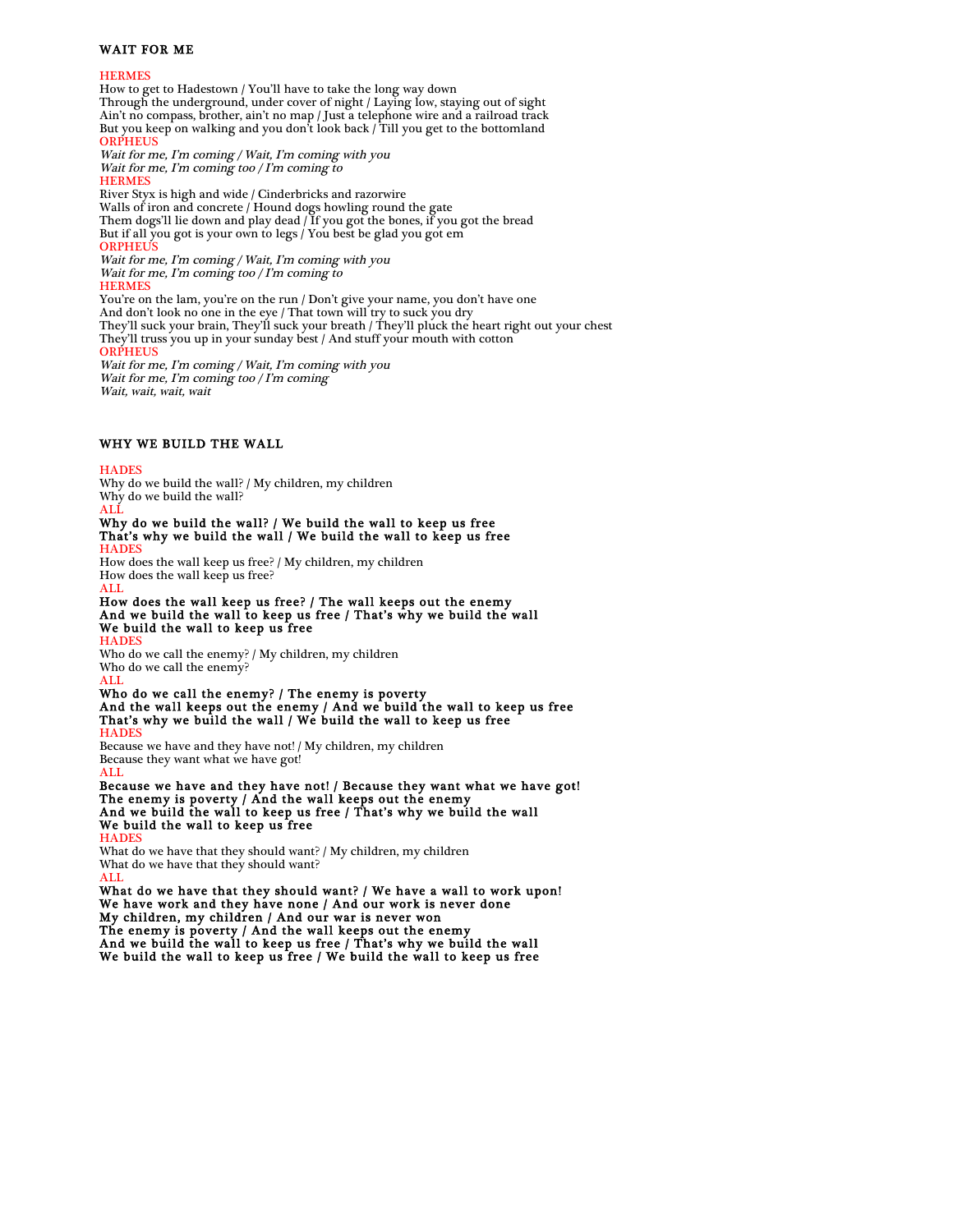### WAIT FOR ME

HERMES
How to get to Hadestown / You'll have to take the long way down
Through the underground, under cover of night / Laying low, staying out of sight
Ain't no compass, brother, ain't no map / Just a telephone wire and a railroad track
But you keep on walking and you don't look back / Till you get to the bottomland

ORPHEUS
*Wait for me, I'm coming / Wait, I'm coming with you*
*Wait for me, I'm coming too / I'm coming to*

HERMES
River Styx is high and wide / Cinderbricks and razorwire
Walls of iron and concrete / Hound dogs howling round the gate
Them dogs'll lie down and play dead / If you got the bones, if you got the bread
But if all you got is your own to legs / You best be glad you got em

ORPHEUS
*Wait for me, I'm coming / Wait, I'm coming with you*
*Wait for me, I'm coming too / I'm coming to*

HERMES
You're on the lam, you're on the run / Don't give your name, you don't have one
And don't look no one in the eye / That town will try to suck you dry
They'll suck your brain, They'll suck your breath / They'll pluck the heart right out your chest
They'll truss you up in your sunday best / And stuff your mouth with cotton

ORPHEUS
*Wait for me, I'm coming / Wait, I'm coming with you*
*Wait for me, I'm coming too / I'm coming*
*Wait, wait, wait, wait*

### WHY WE BUILD THE WALL

HADES
Why do we build the wall? / My children, my children
Why do we build the wall?

ALL
**Why do we build the wall? / We build the wall to keep us free**
**That's why we build the wall / We build the wall to keep us free**

HADES
How does the wall keep us free? / My children, my children
How does the wall keep us free?

ALL
**How does the wall keep us free? / The wall keeps out the enemy**
**And we build the wall to keep us free / That's why we build the wall**
**We build the wall to keep us free**

HADES
Who do we call the enemy? / My children, my children
Who do we call the enemy?

ALL
**Who do we call the enemy? / The enemy is poverty**
**And the wall keeps out the enemy / And we build the wall to keep us free**
**That's why we build the wall / We build the wall to keep us free**

HADES
Because we have and they have not! / My children, my children
Because they want what we have got!

ALL
**Because we have and they have not! / Because they want what we have got!**
**The enemy is poverty / And the wall keeps out the enemy**
**And we build the wall to keep us free / That's why we build the wall**
**We build the wall to keep us free**

HADES
What do we have that they should want? / My children, my children
What do we have that they should want?

ALL
**What do we have that they should want? / We have a wall to work upon!**
**We have work and they have none / And our work is never done**
**My children, my children / And our war is never won**
**The enemy is poverty / And the wall keeps out the enemy**
**And we build the wall to keep us free / That's why we build the wall**
**We build the wall to keep us free / We build the wall to keep us free**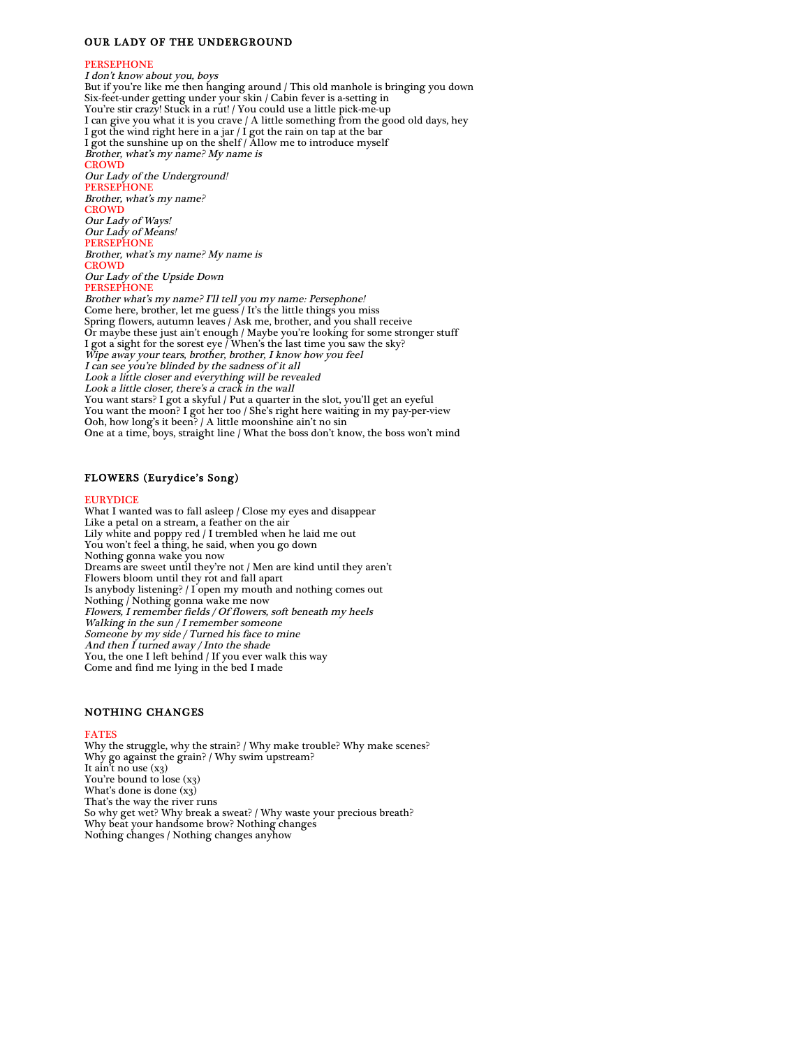## OUR LADY OF THE UNDERGROUND

PERSEPHONE
*I don't know about you, boys*
But if you're like me then hanging around / This old manhole is bringing you down
Six-feet-under getting under your skin / Cabin fever is a-setting in
You're stir crazy! Stuck in a rut! / You could use a little pick-me-up
I can give you what it is you crave / A little something from the good old days, hey
I got the wind right here in a jar / I got the rain on tap at the bar
I got the sunshine up on the shelf / Allow me to introduce myself
*Brother, what's my name? My name is*
CROWD
*Our Lady of the Underground!*
PERSEPHONE
*Brother, what's my name?*
CROWD
*Our Lady of Ways!*
*Our Lady of Means!*
PERSEPHONE
*Brother, what's my name? My name is*
CROWD
*Our Lady of the Upside Down*
PERSEPHONE
*Brother what's my name? I'll tell you my name: Persephone!*
Come here, brother, let me guess / It's the little things you miss
Spring flowers, autumn leaves / Ask me, brother, and you shall receive
Or maybe these just ain't enough / Maybe you're looking for some stronger stuff
I got a sight for the sorest eye / When's the last time you saw the sky?
*Wipe away your tears, brother, brother, I know how you feel*
*I can see you're blinded by the sadness of it all*
*Look a little closer and everything will be revealed*
*Look a little closer, there's a crack in the wall*
You want stars? I got a skyful / Put a quarter in the slot, you'll get an eyeful
You want the moon? I got her too / She's right here waiting in my pay-per-view
Ooh, how long's it been? / A little moonshine ain't no sin
One at a time, boys, straight line / What the boss don't know, the boss won't mind

## FLOWERS (Eurydice's Song)

EURYDICE
What I wanted was to fall asleep / Close my eyes and disappear
Like a petal on a stream, a feather on the air
Lily white and poppy red / I trembled when he laid me out
You won't feel a thing, he said, when you go down
Nothing gonna wake you now
Dreams are sweet until they're not / Men are kind until they aren't
Flowers bloom until they rot and fall apart
Is anybody listening? / I open my mouth and nothing comes out
Nothing / Nothing gonna wake me now
*Flowers, I remember fields / Of flowers, soft beneath my heels*
*Walking in the sun / I remember someone*
*Someone by my side / Turned his face to mine*
*And then I turned away / Into the shade*
You, the one I left behind / If you ever walk this way
Come and find me lying in the bed I made

## NOTHING CHANGES

FATES
Why the struggle, why the strain? / Why make trouble? Why make scenes?
Why go against the grain? / Why swim upstream?
It ain't no use (x3)
You're bound to lose (x3)
What's done is done (x3)
That's the way the river runs
So why get wet? Why break a sweat? / Why waste your precious breath?
Why beat your handsome brow? Nothing changes
Nothing changes / Nothing changes anyhow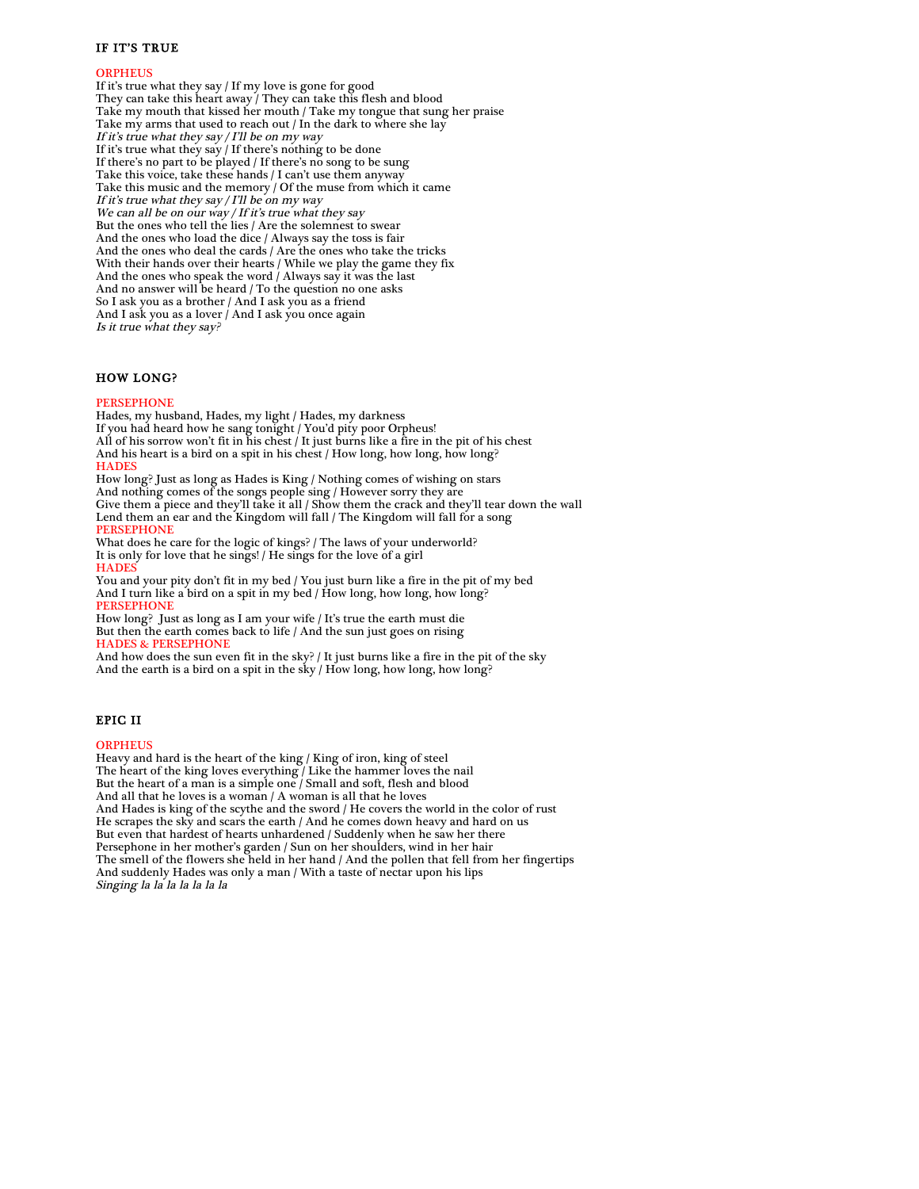### IF IT'S TRUE

ORPHEUS
If it's true what they say / If my love is gone for good
They can take this heart away / They can take this flesh and blood
Take my mouth that kissed her mouth / Take my tongue that sung her praise
Take my arms that used to reach out / In the dark to where she lay
*If it's true what they say / I'll be on my way*
If it's true what they say / If there's nothing to be done
If there's no part to be played / If there's no song to be sung
Take this voice, take these hands / I can't use them anyway
Take this music and the memory / Of the muse from which it came
*If it's true what they say / I'll be on my way*
*We can all be on our way / If it's true what they say*
But the ones who tell the lies / Are the solemnest to swear
And the ones who load the dice / Always say the toss is fair
And the ones who deal the cards / Are the ones who take the tricks
With their hands over their hearts / While we play the game they fix
And the ones who speak the word / Always say it was the last
And no answer will be heard / To the question no one asks
So I ask you as a brother / And I ask you as a friend
And I ask you as a lover / And I ask you once again
*Is it true what they say?*

### HOW LONG?

PERSEPHONE
Hades, my husband, Hades, my light / Hades, my darkness
If you had heard how he sang tonight / You'd pity poor Orpheus!
All of his sorrow won't fit in his chest / It just burns like a fire in the pit of his chest
And his heart is a bird on a spit in his chest / How long, how long, how long?
HADES
How long? Just as long as Hades is King / Nothing comes of wishing on stars
And nothing comes of the songs people sing / However sorry they are
Give them a piece and they'll take it all / Show them the crack and they'll tear down the wall
Lend them an ear and the Kingdom will fall / The Kingdom will fall for a song
PERSEPHONE
What does he care for the logic of kings? / The laws of your underworld?
It is only for love that he sings! / He sings for the love of a girl
HADES
You and your pity don't fit in my bed / You just burn like a fire in the pit of my bed
And I turn like a bird on a spit in my bed / How long, how long, how long?
PERSEPHONE
How long? Just as long as I am your wife / It's true the earth must die
But then the earth comes back to life / And the sun just goes on rising
HADES & PERSEPHONE
And how does the sun even fit in the sky? / It just burns like a fire in the pit of the sky
And the earth is a bird on a spit in the sky / How long, how long, how long?

### EPIC II

ORPHEUS
Heavy and hard is the heart of the king / King of iron, king of steel
The heart of the king loves everything / Like the hammer loves the nail
But the heart of a man is a simple one / Small and soft, flesh and blood
And all that he loves is a woman / A woman is all that he loves
And Hades is king of the scythe and the sword / He covers the world in the color of rust
He scrapes the sky and scars the earth / And he comes down heavy and hard on us
But even that hardest of hearts unhardened / Suddenly when he saw her there
Persephone in her mother's garden / Sun on her shoulders, wind in her hair
The smell of the flowers she held in her hand / And the pollen that fell from her fingertips
And suddenly Hades was only a man / With a taste of nectar upon his lips
*Singing la la la la la la la*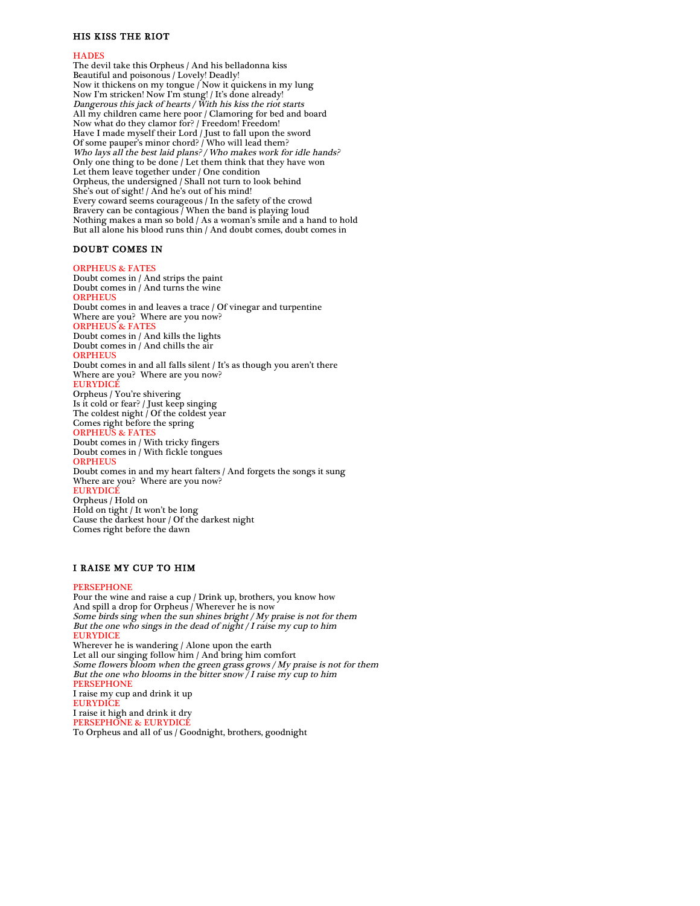## HIS KISS THE RIOT

HADES
The devil take this Orpheus / And his belladonna kiss
Beautiful and poisonous / Lovely! Deadly!
Now it thickens on my tongue / Now it quickens in my lung
Now I'm stricken! Now I'm stung! / It's done already!
*Dangerous this jack of hearts / With his kiss the riot starts*
All my children came here poor / Clamoring for bed and board
Now what do they clamor for? / Freedom! Freedom!
Have I made myself their Lord / Just to fall upon the sword
Of some pauper's minor chord? / Who will lead them?
*Who lays all the best laid plans? / Who makes work for idle hands?*
Only one thing to be done / Let them think that they have won
Let them leave together under / One condition
Orpheus, the undersigned / Shall not turn to look behind
She's out of sight! / And he's out of his mind!
Every coward seems courageous / In the safety of the crowd
Bravery can be contagious / When the band is playing loud
Nothing makes a man so bold / As a woman's smile and a hand to hold
But all alone his blood runs thin / And doubt comes, doubt comes in

## DOUBT COMES IN

ORPHEUS & FATES
Doubt comes in / And strips the paint
Doubt comes in / And turns the wine
ORPHEUS
Doubt comes in and leaves a trace / Of vinegar and turpentine
Where are you? Where are you now?
ORPHEUS & FATES
Doubt comes in / And kills the lights
Doubt comes in / And chills the air
ORPHEUS
Doubt comes in and all falls silent / It's as though you aren't there
Where are you? Where are you now?
EURYDICE
Orpheus / You're shivering
Is it cold or fear? / Just keep singing
The coldest night / Of the coldest year
Comes right before the spring
ORPHEUS & FATES
Doubt comes in / With tricky fingers
Doubt comes in / With fickle tongues
ORPHEUS
Doubt comes in and my heart falters / And forgets the songs it sung
Where are you? Where are you now?
EURYDICE
Orpheus / Hold on
Hold on tight / It won't be long
Cause the darkest hour / Of the darkest night
Comes right before the dawn

## I RAISE MY CUP TO HIM

PERSEPHONE
Pour the wine and raise a cup / Drink up, brothers, you know how
And spill a drop for Orpheus / Wherever he is now
*Some birds sing when the sun shines bright / My praise is not for them*
*But the one who sings in the dead of night / I raise my cup to him*
EURYDICE
Wherever he is wandering / Alone upon the earth
Let all our singing follow him / And bring him comfort
*Some flowers bloom when the green grass grows / My praise is not for them*
*But the one who blooms in the bitter snow / I raise my cup to him*
PERSEPHONE
I raise my cup and drink it up
EURYDICE
I raise it high and drink it dry
PERSEPHONE & EURYDICE
To Orpheus and all of us / Goodnight, brothers, goodnight